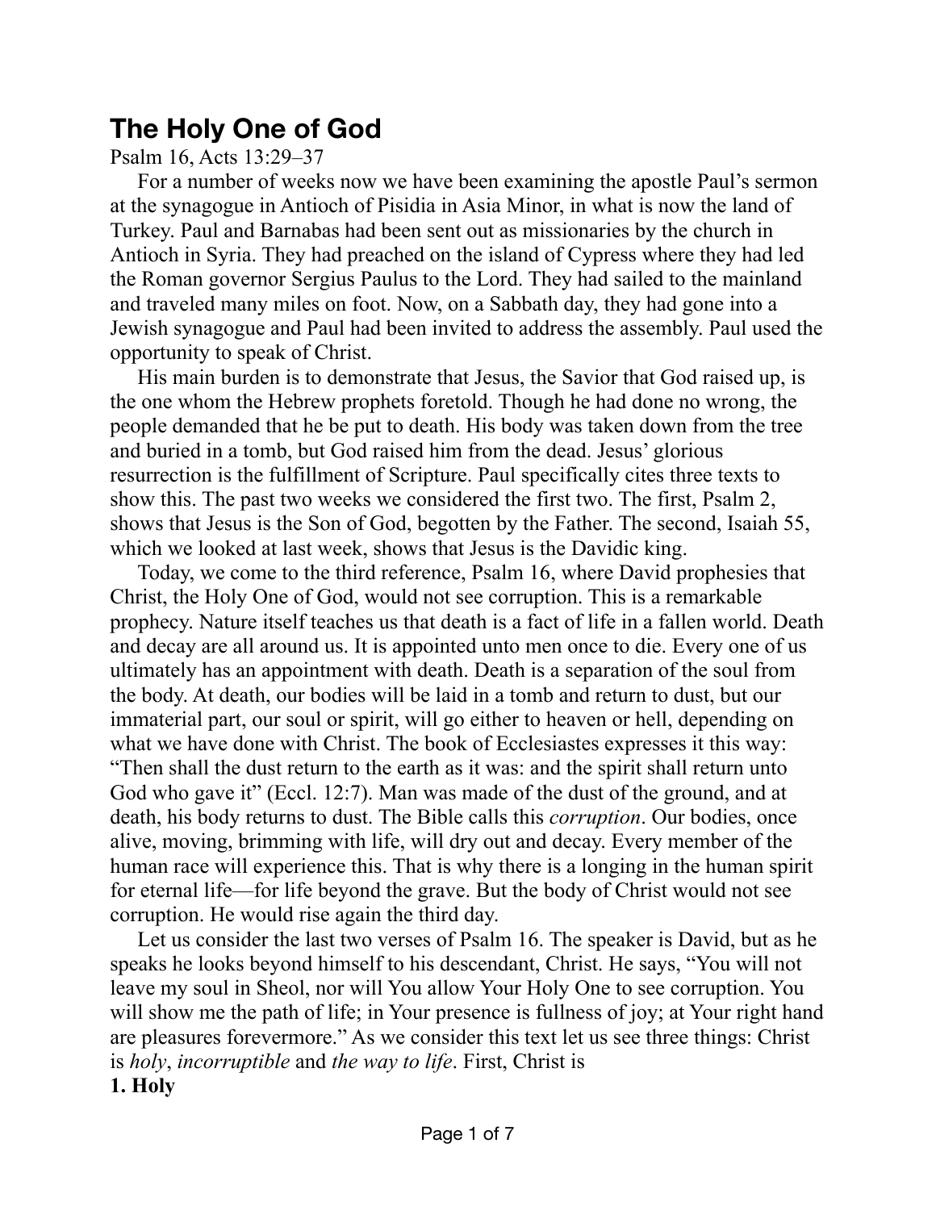# The Holy One of God

Psalm 16, Acts 13:29–37

For a number of weeks now we have been examining the apostle Paul's sermon at the synagogue in Antioch of Pisidia in Asia Minor, in what is now the land of Turkey. Paul and Barnabas had been sent out as missionaries by the church in Antioch in Syria. They had preached on the island of Cypress where they had led the Roman governor Sergius Paulus to the Lord. They had sailed to the mainland and traveled many miles on foot. Now, on a Sabbath day, they had gone into a Jewish synagogue and Paul had been invited to address the assembly. Paul used the opportunity to speak of Christ.

His main burden is to demonstrate that Jesus, the Savior that God raised up, is the one whom the Hebrew prophets foretold. Though he had done no wrong, the people demanded that he be put to death. His body was taken down from the tree and buried in a tomb, but God raised him from the dead. Jesus' glorious resurrection is the fulfillment of Scripture. Paul specifically cites three texts to show this. The past two weeks we considered the first two. The first, Psalm 2, shows that Jesus is the Son of God, begotten by the Father. The second, Isaiah 55, which we looked at last week, shows that Jesus is the Davidic king.

Today, we come to the third reference, Psalm 16, where David prophesies that Christ, the Holy One of God, would not see corruption. This is a remarkable prophecy. Nature itself teaches us that death is a fact of life in a fallen world. Death and decay are all around us. It is appointed unto men once to die. Every one of us ultimately has an appointment with death. Death is a separation of the soul from the body. At death, our bodies will be laid in a tomb and return to dust, but our immaterial part, our soul or spirit, will go either to heaven or hell, depending on what we have done with Christ. The book of Ecclesiastes expresses it this way: "Then shall the dust return to the earth as it was: and the spirit shall return unto God who gave it" (Eccl. 12:7). Man was made of the dust of the ground, and at death, his body returns to dust. The Bible calls this *corruption*. Our bodies, once alive, moving, brimming with life, will dry out and decay. Every member of the human race will experience this. That is why there is a longing in the human spirit for eternal life—for life beyond the grave. But the body of Christ would not see corruption. He would rise again the third day.

Let us consider the last two verses of Psalm 16. The speaker is David, but as he speaks he looks beyond himself to his descendant, Christ. He says, "You will not leave my soul in Sheol, nor will You allow Your Holy One to see corruption. You will show me the path of life; in Your presence is fullness of joy; at Your right hand are pleasures forevermore." As we consider this text let us see three things: Christ is *holy*, *incorruptible* and *the way to life*. First, Christ is

**1. Holy**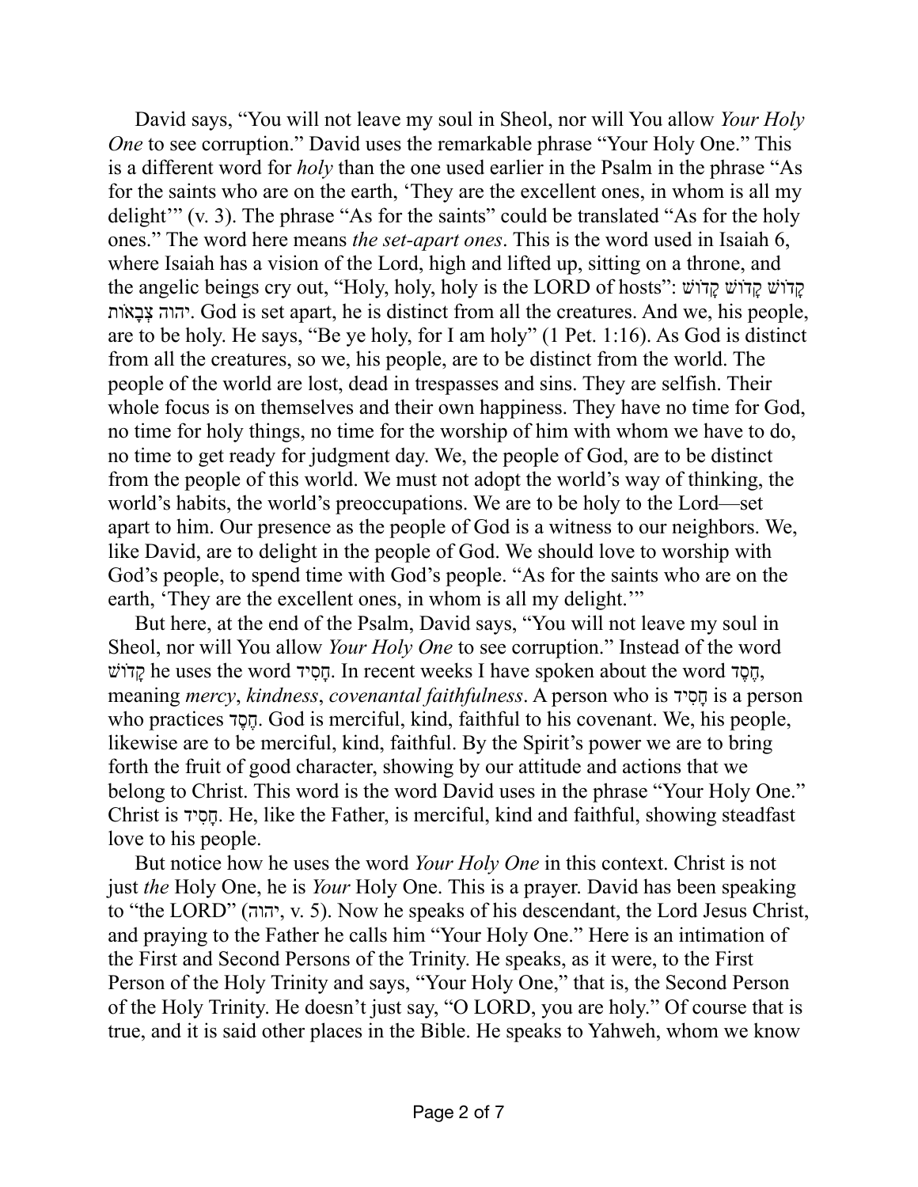David says, "You will not leave my soul in Sheol, nor will You allow *Your Holy One* to see corruption." David uses the remarkable phrase "Your Holy One." This is a different word for *holy* than the one used earlier in the Psalm in the phrase "As for the saints who are on the earth, 'They are the excellent ones, in whom is all my delight'" (v. 3). The phrase "As for the saints" could be translated "As for the holy ones." The word here means *the set-apart ones*. This is the word used in Isaiah 6, where Isaiah has a vision of the Lord, high and lifted up, sitting on a throne, and the angelic beings cry out, "Holy, holy, holy is the LORD of hosts": קָדוֹשׁ קָדוֹשׁ קָדוֹשׁ יהוה צְבָאוֹת. God is set apart, he is distinct from all the creatures. And we, his people, are to be holy. He says, "Be ye holy, for I am holy" (1 Pet. 1:16). As God is distinct from all the creatures, so we, his people, are to be distinct from the world. The people of the world are lost, dead in trespasses and sins. They are selfish. Their whole focus is on themselves and their own happiness. They have no time for God, no time for holy things, no time for the worship of him with whom we have to do, no time to get ready for judgment day. We, the people of God, are to be distinct from the people of this world. We must not adopt the world's way of thinking, the world's habits, the world's preoccupations. We are to be holy to the Lord—set apart to him. Our presence as the people of God is a witness to our neighbors. We, like David, are to delight in the people of God. We should love to worship with God's people, to spend time with God's people. "As for the saints who are on the earth, 'They are the excellent ones, in whom is all my delight.'"

But here, at the end of the Psalm, David says, "You will not leave my soul in Sheol, nor will You allow *Your Holy One* to see corruption." Instead of the word קָדוֹשׁ he uses the word חָסִיד. In recent weeks I have spoken about the word חֶסֶד, meaning *mercy*, *kindness*, *covenantal faithfulness*. A person who is חָסִיד is a person who practices חֶסֶד. God is merciful, kind, faithful to his covenant. We, his people, likewise are to be merciful, kind, faithful. By the Spirit's power we are to bring forth the fruit of good character, showing by our attitude and actions that we belong to Christ. This word is the word David uses in the phrase "Your Holy One." Christ is חָסִיד. He, like the Father, is merciful, kind and faithful, showing steadfast love to his people.

But notice how he uses the word *Your Holy One* in this context. Christ is not just *the* Holy One, he is *Your* Holy One. This is a prayer. David has been speaking to "the LORD" (יהוה, v. 5). Now he speaks of his descendant, the Lord Jesus Christ, and praying to the Father he calls him "Your Holy One." Here is an intimation of the First and Second Persons of the Trinity. He speaks, as it were, to the First Person of the Holy Trinity and says, "Your Holy One," that is, the Second Person of the Holy Trinity. He doesn't just say, "O LORD, you are holy." Of course that is true, and it is said other places in the Bible. He speaks to Yahweh, whom we know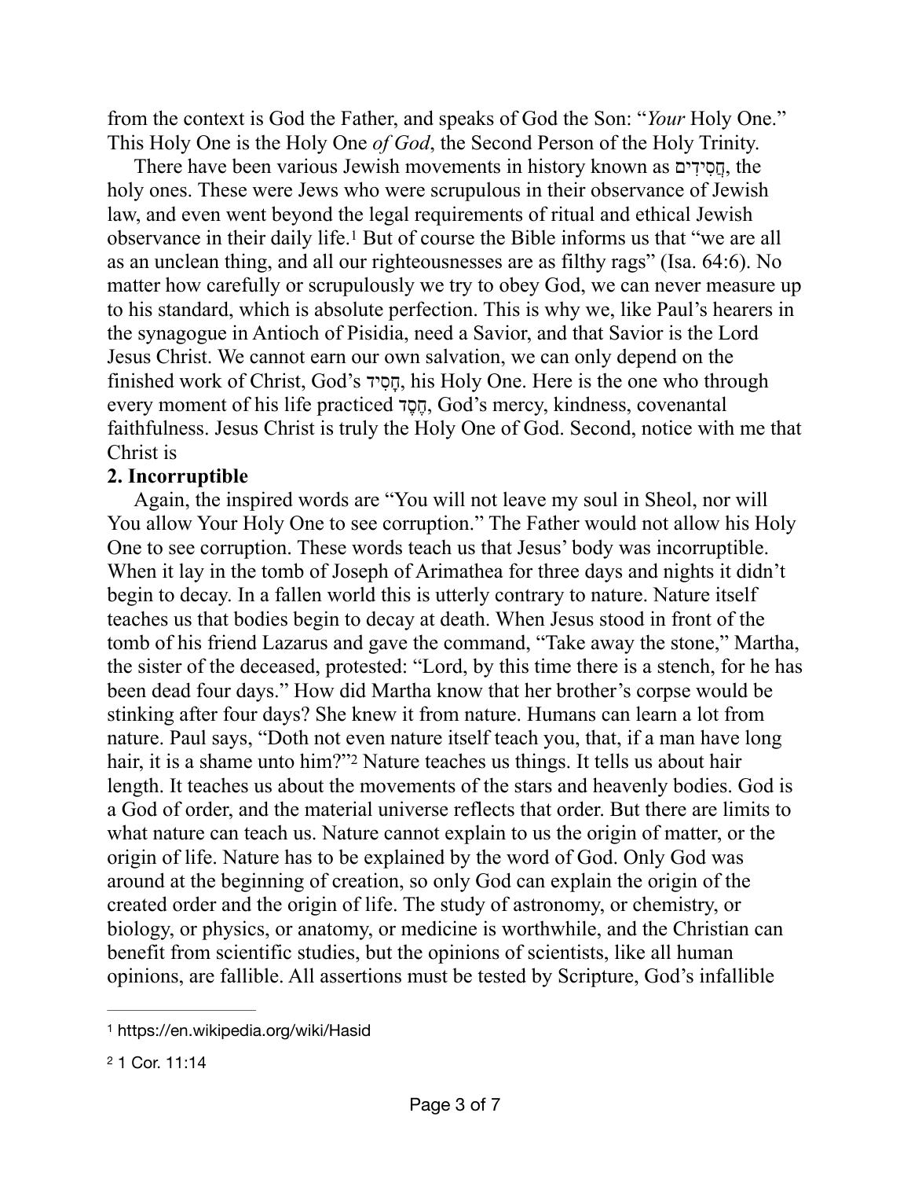from the context is God the Father, and speaks of God the Son: "*Your* Holy One." This Holy One is the Holy One *of God*, the Second Person of the Holy Trinity.

There have been various Jewish movements in history known as חֲסִידִים, the holy ones. These were Jews who were scrupulous in their observance of Jewish law, and even went beyond the legal requirements of ritual and ethical Jewish observance in their daily life.[1] But of course the Bible informs us that "we are all as an unclean thing, and all our righteousnesses are as filthy rags" (Isa. 64:6). No matter how carefully or scrupulously we try to obey God, we can never measure up to his standard, which is absolute perfection. This is why we, like Paul's hearers in the synagogue in Antioch of Pisidia, need a Savior, and that Savior is the Lord Jesus Christ. We cannot earn our own salvation, we can only depend on the finished work of Christ, God's חָסִיד, his Holy One. Here is the one who through every moment of his life practiced חֶסֶד, God's mercy, kindness, covenantal faithfulness. Jesus Christ is truly the Holy One of God. Second, notice with me that Christ is

**2. Incorruptible**

Again, the inspired words are "You will not leave my soul in Sheol, nor will You allow Your Holy One to see corruption." The Father would not allow his Holy One to see corruption. These words teach us that Jesus' body was incorruptible. When it lay in the tomb of Joseph of Arimathea for three days and nights it didn't begin to decay. In a fallen world this is utterly contrary to nature. Nature itself teaches us that bodies begin to decay at death. When Jesus stood in front of the tomb of his friend Lazarus and gave the command, "Take away the stone," Martha, the sister of the deceased, protested: "Lord, by this time there is a stench, for he has been dead four days." How did Martha know that her brother's corpse would be stinking after four days? She knew it from nature. Humans can learn a lot from nature. Paul says, "Doth not even nature itself teach you, that, if a man have long hair, it is a shame unto him?"[2] Nature teaches us things. It tells us about hair length. It teaches us about the movements of the stars and heavenly bodies. God is a God of order, and the material universe reflects that order. But there are limits to what nature can teach us. Nature cannot explain to us the origin of matter, or the origin of life. Nature has to be explained by the word of God. Only God was around at the beginning of creation, so only God can explain the origin of the created order and the origin of life. The study of astronomy, or chemistry, or biology, or physics, or anatomy, or medicine is worthwhile, and the Christian can benefit from scientific studies, but the opinions of scientists, like all human opinions, are fallible. All assertions must be tested by Scripture, God's infallible

---

[1] https://en.wikipedia.org/wiki/Hasid

[2] 1 Cor. 11:14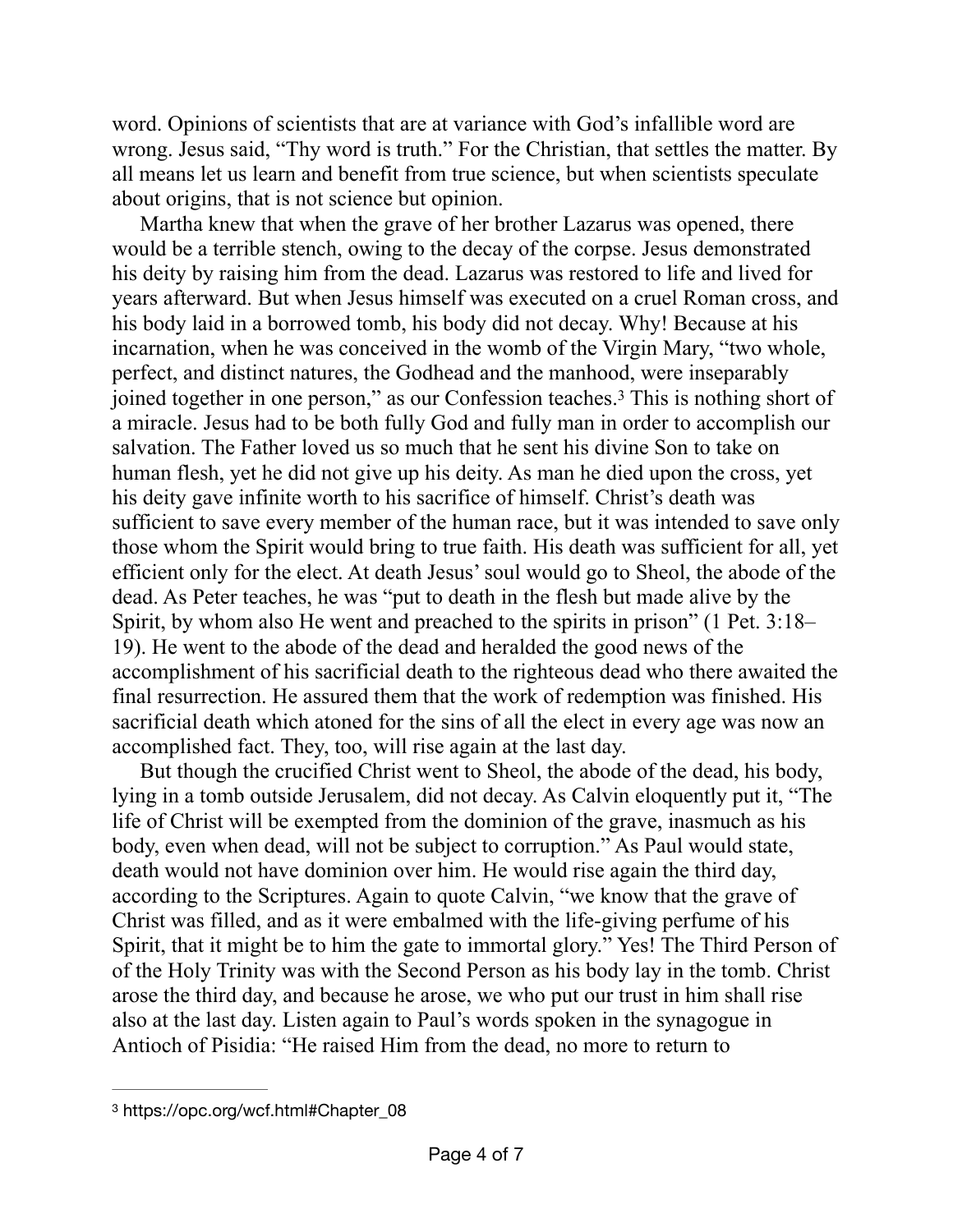word. Opinions of scientists that are at variance with God's infallible word are wrong. Jesus said, "Thy word is truth." For the Christian, that settles the matter. By all means let us learn and benefit from true science, but when scientists speculate about origins, that is not science but opinion.

Martha knew that when the grave of her brother Lazarus was opened, there would be a terrible stench, owing to the decay of the corpse. Jesus demonstrated his deity by raising him from the dead. Lazarus was restored to life and lived for years afterward. But when Jesus himself was executed on a cruel Roman cross, and his body laid in a borrowed tomb, his body did not decay. Why! Because at his incarnation, when he was conceived in the womb of the Virgin Mary, "two whole, perfect, and distinct natures, the Godhead and the manhood, were inseparably joined together in one person," as our Confession teaches.[3] This is nothing short of a miracle. Jesus had to be both fully God and fully man in order to accomplish our salvation. The Father loved us so much that he sent his divine Son to take on human flesh, yet he did not give up his deity. As man he died upon the cross, yet his deity gave infinite worth to his sacrifice of himself. Christ's death was sufficient to save every member of the human race, but it was intended to save only those whom the Spirit would bring to true faith. His death was sufficient for all, yet efficient only for the elect. At death Jesus' soul would go to Sheol, the abode of the dead. As Peter teaches, he was "put to death in the flesh but made alive by the Spirit, by whom also He went and preached to the spirits in prison" (1 Pet. 3:18–19). He went to the abode of the dead and heralded the good news of the accomplishment of his sacrificial death to the righteous dead who there awaited the final resurrection. He assured them that the work of redemption was finished. His sacrificial death which atoned for the sins of all the elect in every age was now an accomplished fact. They, too, will rise again at the last day.

But though the crucified Christ went to Sheol, the abode of the dead, his body, lying in a tomb outside Jerusalem, did not decay. As Calvin eloquently put it, "The life of Christ will be exempted from the dominion of the grave, inasmuch as his body, even when dead, will not be subject to corruption." As Paul would state, death would not have dominion over him. He would rise again the third day, according to the Scriptures. Again to quote Calvin, "we know that the grave of Christ was filled, and as it were embalmed with the life-giving perfume of his Spirit, that it might be to him the gate to immortal glory." Yes! The Third Person of of the Holy Trinity was with the Second Person as his body lay in the tomb. Christ arose the third day, and because he arose, we who put our trust in him shall rise also at the last day. Listen again to Paul's words spoken in the synagogue in Antioch of Pisidia: "He raised Him from the dead, no more to return to

---

[3] https://opc.org/wcf.html#Chapter_08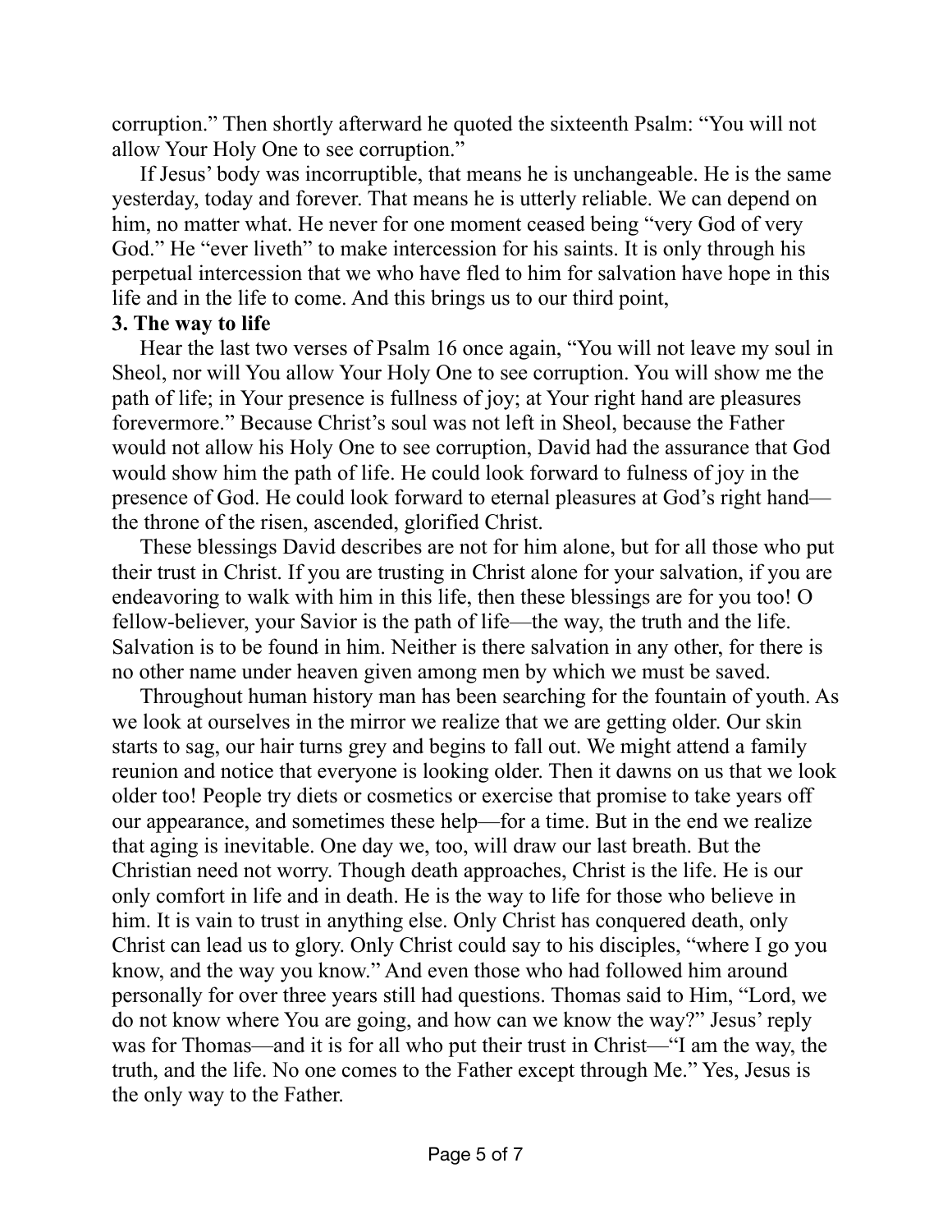corruption." Then shortly afterward he quoted the sixteenth Psalm: "You will not allow Your Holy One to see corruption."

If Jesus' body was incorruptible, that means he is unchangeable. He is the same yesterday, today and forever. That means he is utterly reliable. We can depend on him, no matter what. He never for one moment ceased being "very God of very God." He "ever liveth" to make intercession for his saints. It is only through his perpetual intercession that we who have fled to him for salvation have hope in this life and in the life to come. And this brings us to our third point,

**3. The way to life**

Hear the last two verses of Psalm 16 once again, "You will not leave my soul in Sheol, nor will You allow Your Holy One to see corruption. You will show me the path of life; in Your presence is fullness of joy; at Your right hand are pleasures forevermore." Because Christ's soul was not left in Sheol, because the Father would not allow his Holy One to see corruption, David had the assurance that God would show him the path of life. He could look forward to fulness of joy in the presence of God. He could look forward to eternal pleasures at God's right hand—the throne of the risen, ascended, glorified Christ.

These blessings David describes are not for him alone, but for all those who put their trust in Christ. If you are trusting in Christ alone for your salvation, if you are endeavoring to walk with him in this life, then these blessings are for you too! O fellow-believer, your Savior is the path of life—the way, the truth and the life. Salvation is to be found in him. Neither is there salvation in any other, for there is no other name under heaven given among men by which we must be saved.

Throughout human history man has been searching for the fountain of youth. As we look at ourselves in the mirror we realize that we are getting older. Our skin starts to sag, our hair turns grey and begins to fall out. We might attend a family reunion and notice that everyone is looking older. Then it dawns on us that we look older too! People try diets or cosmetics or exercise that promise to take years off our appearance, and sometimes these help—for a time. But in the end we realize that aging is inevitable. One day we, too, will draw our last breath. But the Christian need not worry. Though death approaches, Christ is the life. He is our only comfort in life and in death. He is the way to life for those who believe in him. It is vain to trust in anything else. Only Christ has conquered death, only Christ can lead us to glory. Only Christ could say to his disciples, "where I go you know, and the way you know." And even those who had followed him around personally for over three years still had questions. Thomas said to Him, "Lord, we do not know where You are going, and how can we know the way?" Jesus' reply was for Thomas—and it is for all who put their trust in Christ—"I am the way, the truth, and the life. No one comes to the Father except through Me." Yes, Jesus is the only way to the Father.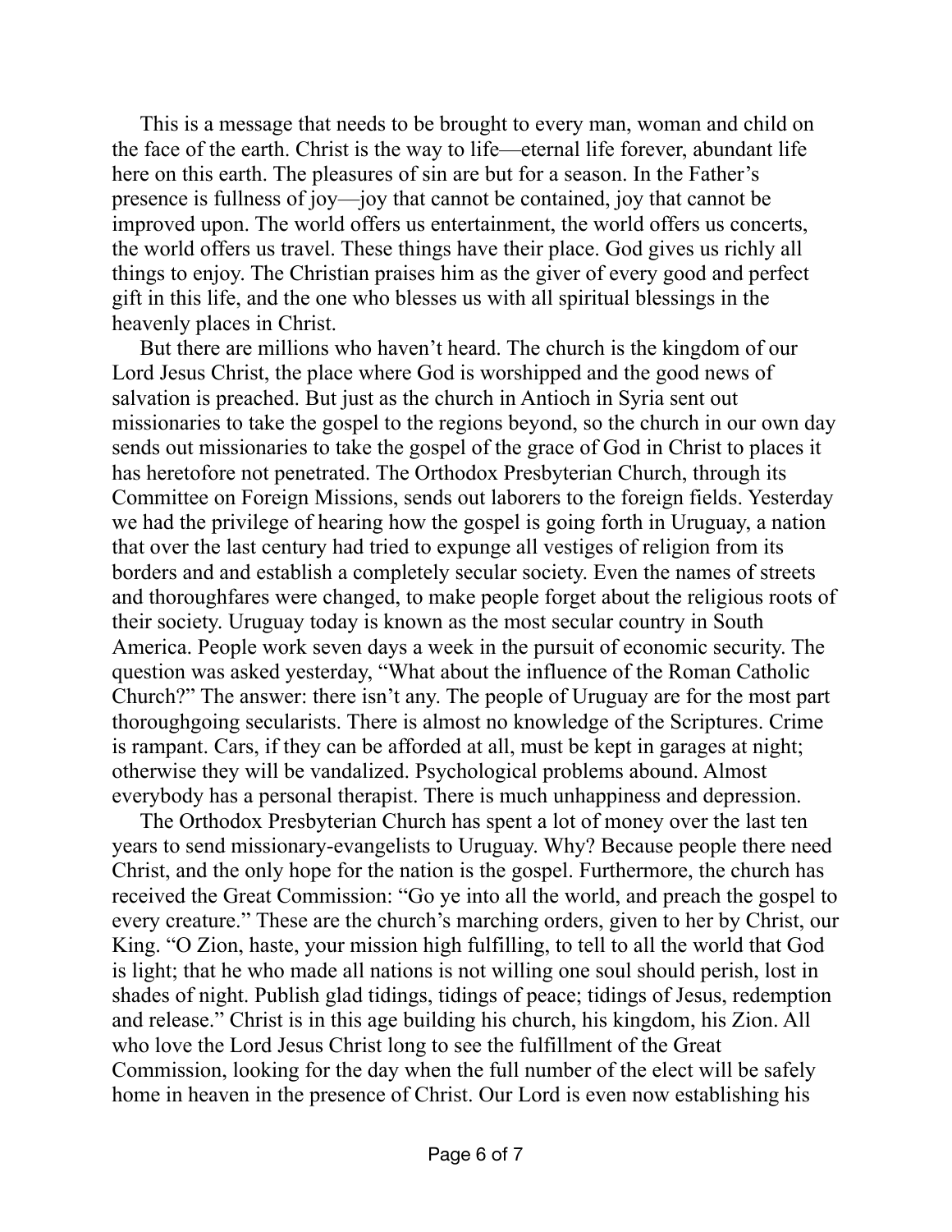This is a message that needs to be brought to every man, woman and child on the face of the earth. Christ is the way to life—eternal life forever, abundant life here on this earth. The pleasures of sin are but for a season. In the Father's presence is fullness of joy—joy that cannot be contained, joy that cannot be improved upon. The world offers us entertainment, the world offers us concerts, the world offers us travel. These things have their place. God gives us richly all things to enjoy. The Christian praises him as the giver of every good and perfect gift in this life, and the one who blesses us with all spiritual blessings in the heavenly places in Christ.

But there are millions who haven't heard. The church is the kingdom of our Lord Jesus Christ, the place where God is worshipped and the good news of salvation is preached. But just as the church in Antioch in Syria sent out missionaries to take the gospel to the regions beyond, so the church in our own day sends out missionaries to take the gospel of the grace of God in Christ to places it has heretofore not penetrated. The Orthodox Presbyterian Church, through its Committee on Foreign Missions, sends out laborers to the foreign fields. Yesterday we had the privilege of hearing how the gospel is going forth in Uruguay, a nation that over the last century had tried to expunge all vestiges of religion from its borders and and establish a completely secular society. Even the names of streets and thoroughfares were changed, to make people forget about the religious roots of their society. Uruguay today is known as the most secular country in South America. People work seven days a week in the pursuit of economic security. The question was asked yesterday, "What about the influence of the Roman Catholic Church?" The answer: there isn't any. The people of Uruguay are for the most part thoroughgoing secularists. There is almost no knowledge of the Scriptures. Crime is rampant. Cars, if they can be afforded at all, must be kept in garages at night; otherwise they will be vandalized. Psychological problems abound. Almost everybody has a personal therapist. There is much unhappiness and depression.

The Orthodox Presbyterian Church has spent a lot of money over the last ten years to send missionary-evangelists to Uruguay. Why? Because people there need Christ, and the only hope for the nation is the gospel. Furthermore, the church has received the Great Commission: "Go ye into all the world, and preach the gospel to every creature." These are the church's marching orders, given to her by Christ, our King. "O Zion, haste, your mission high fulfilling, to tell to all the world that God is light; that he who made all nations is not willing one soul should perish, lost in shades of night. Publish glad tidings, tidings of peace; tidings of Jesus, redemption and release." Christ is in this age building his church, his kingdom, his Zion. All who love the Lord Jesus Christ long to see the fulfillment of the Great Commission, looking for the day when the full number of the elect will be safely home in heaven in the presence of Christ. Our Lord is even now establishing his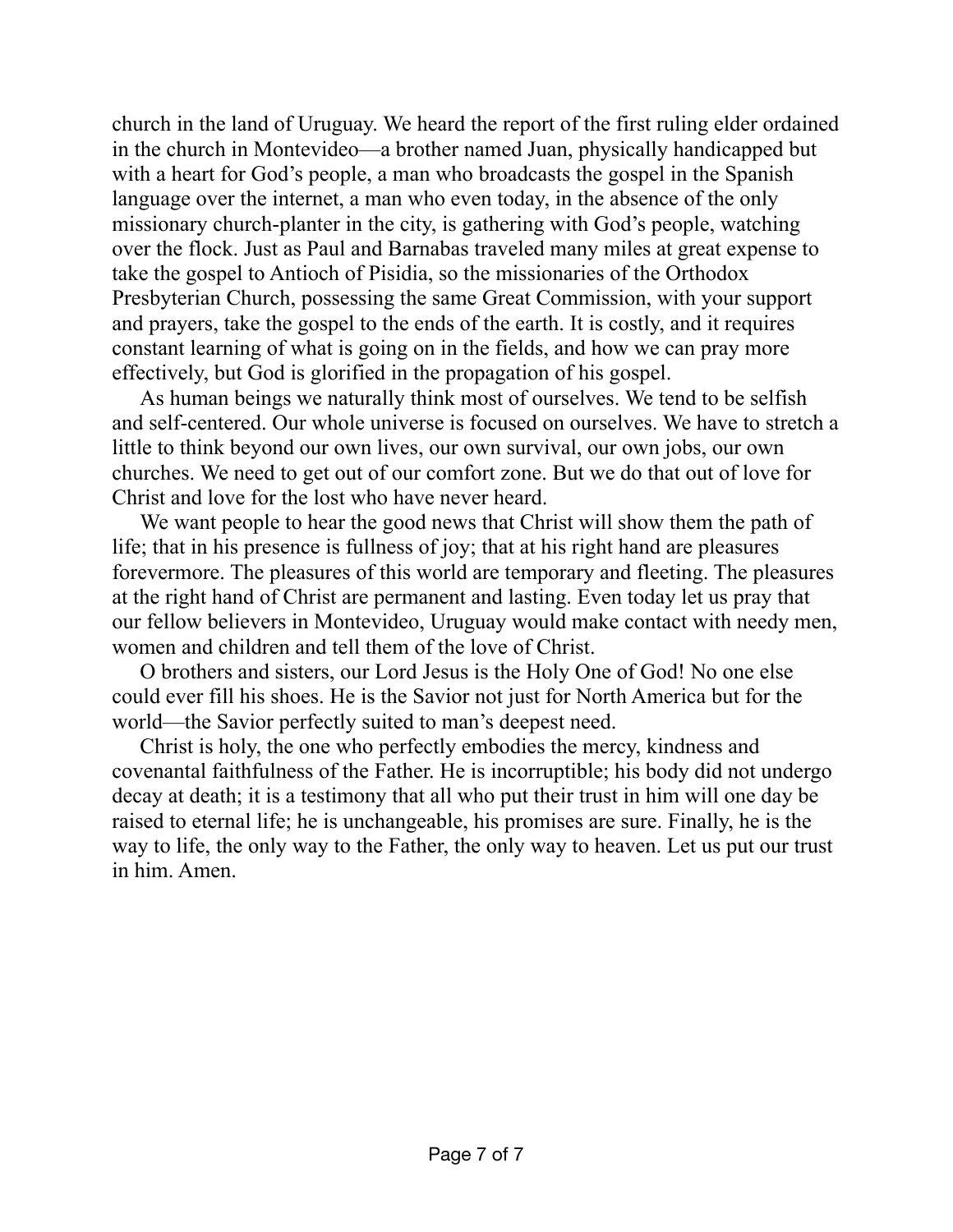church in the land of Uruguay. We heard the report of the first ruling elder ordained in the church in Montevideo—a brother named Juan, physically handicapped but with a heart for God's people, a man who broadcasts the gospel in the Spanish language over the internet, a man who even today, in the absence of the only missionary church-planter in the city, is gathering with God's people, watching over the flock. Just as Paul and Barnabas traveled many miles at great expense to take the gospel to Antioch of Pisidia, so the missionaries of the Orthodox Presbyterian Church, possessing the same Great Commission, with your support and prayers, take the gospel to the ends of the earth. It is costly, and it requires constant learning of what is going on in the fields, and how we can pray more effectively, but God is glorified in the propagation of his gospel.

As human beings we naturally think most of ourselves. We tend to be selfish and self-centered. Our whole universe is focused on ourselves. We have to stretch a little to think beyond our own lives, our own survival, our own jobs, our own churches. We need to get out of our comfort zone. But we do that out of love for Christ and love for the lost who have never heard.

We want people to hear the good news that Christ will show them the path of life; that in his presence is fullness of joy; that at his right hand are pleasures forevermore. The pleasures of this world are temporary and fleeting. The pleasures at the right hand of Christ are permanent and lasting. Even today let us pray that our fellow believers in Montevideo, Uruguay would make contact with needy men, women and children and tell them of the love of Christ.

O brothers and sisters, our Lord Jesus is the Holy One of God! No one else could ever fill his shoes. He is the Savior not just for North America but for the world—the Savior perfectly suited to man's deepest need.

Christ is holy, the one who perfectly embodies the mercy, kindness and covenantal faithfulness of the Father. He is incorruptible; his body did not undergo decay at death; it is a testimony that all who put their trust in him will one day be raised to eternal life; he is unchangeable, his promises are sure. Finally, he is the way to life, the only way to the Father, the only way to heaven. Let us put our trust in him. Amen.